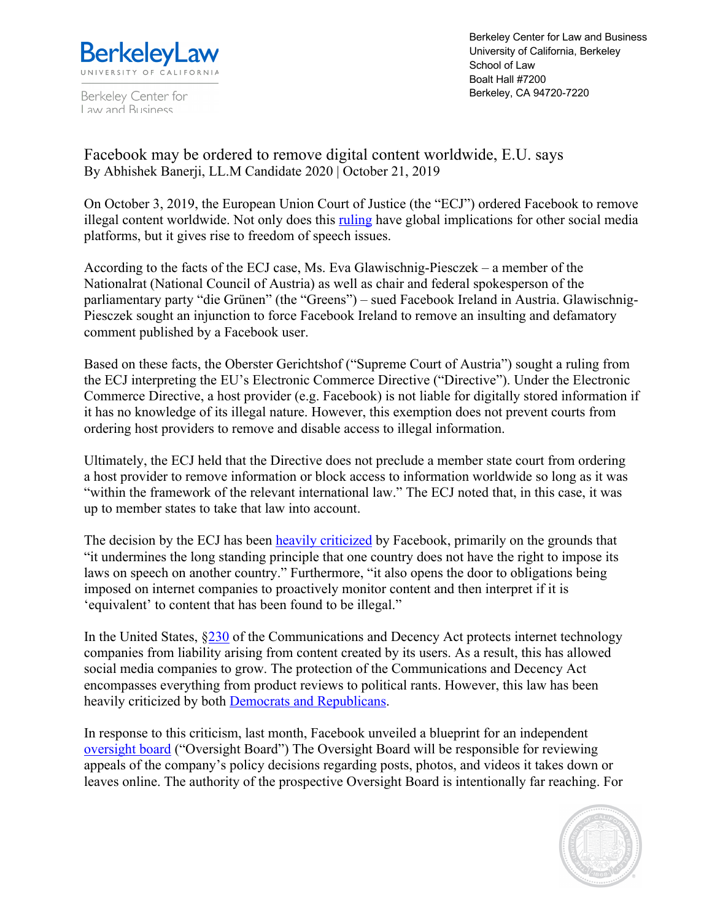Berkeley Center for Law and Business
University of California, Berkeley
School of Law
Boalt Hall #7200
Berkeley, CA 94720-7220

# Facebook may be ordered to remove digital content worldwide, E.U. says

By Abhishek Banerji, LL.M Candidate 2020 | October 21, 2019

On October 3, 2019, the European Union Court of Justice (the "ECJ") ordered Facebook to remove illegal content worldwide. Not only does this ruling have global implications for other social media platforms, but it gives rise to freedom of speech issues.

According to the facts of the ECJ case, Ms. Eva Glawischnig-Piesczek – a member of the Nationalrat (National Council of Austria) as well as chair and federal spokesperson of the parliamentary party "die Grünen" (the "Greens") – sued Facebook Ireland in Austria. Glawischnig-Piesczek sought an injunction to force Facebook Ireland to remove an insulting and defamatory comment published by a Facebook user.

Based on these facts, the Oberster Gerichtshof ("Supreme Court of Austria") sought a ruling from the ECJ interpreting the EU's Electronic Commerce Directive ("Directive"). Under the Electronic Commerce Directive, a host provider (e.g. Facebook) is not liable for digitally stored information if it has no knowledge of its illegal nature. However, this exemption does not prevent courts from ordering host providers to remove and disable access to illegal information.

Ultimately, the ECJ held that the Directive does not preclude a member state court from ordering a host provider to remove information or block access to information worldwide so long as it was "within the framework of the relevant international law." The ECJ noted that, in this case, it was up to member states to take that law into account.

The decision by the ECJ has been heavily criticized by Facebook, primarily on the grounds that "it undermines the long standing principle that one country does not have the right to impose its laws on speech on another country." Furthermore, "it also opens the door to obligations being imposed on internet companies to proactively monitor content and then interpret if it is 'equivalent' to content that has been found to be illegal."

In the United States, §230 of the Communications and Decency Act protects internet technology companies from liability arising from content created by its users. As a result, this has allowed social media companies to grow. The protection of the Communications and Decency Act encompasses everything from product reviews to political rants. However, this law has been heavily criticized by both Democrats and Republicans.

In response to this criticism, last month, Facebook unveiled a blueprint for an independent oversight board ("Oversight Board") The Oversight Board will be responsible for reviewing appeals of the company's policy decisions regarding posts, photos, and videos it takes down or leaves online. The authority of the prospective Oversight Board is intentionally far reaching. For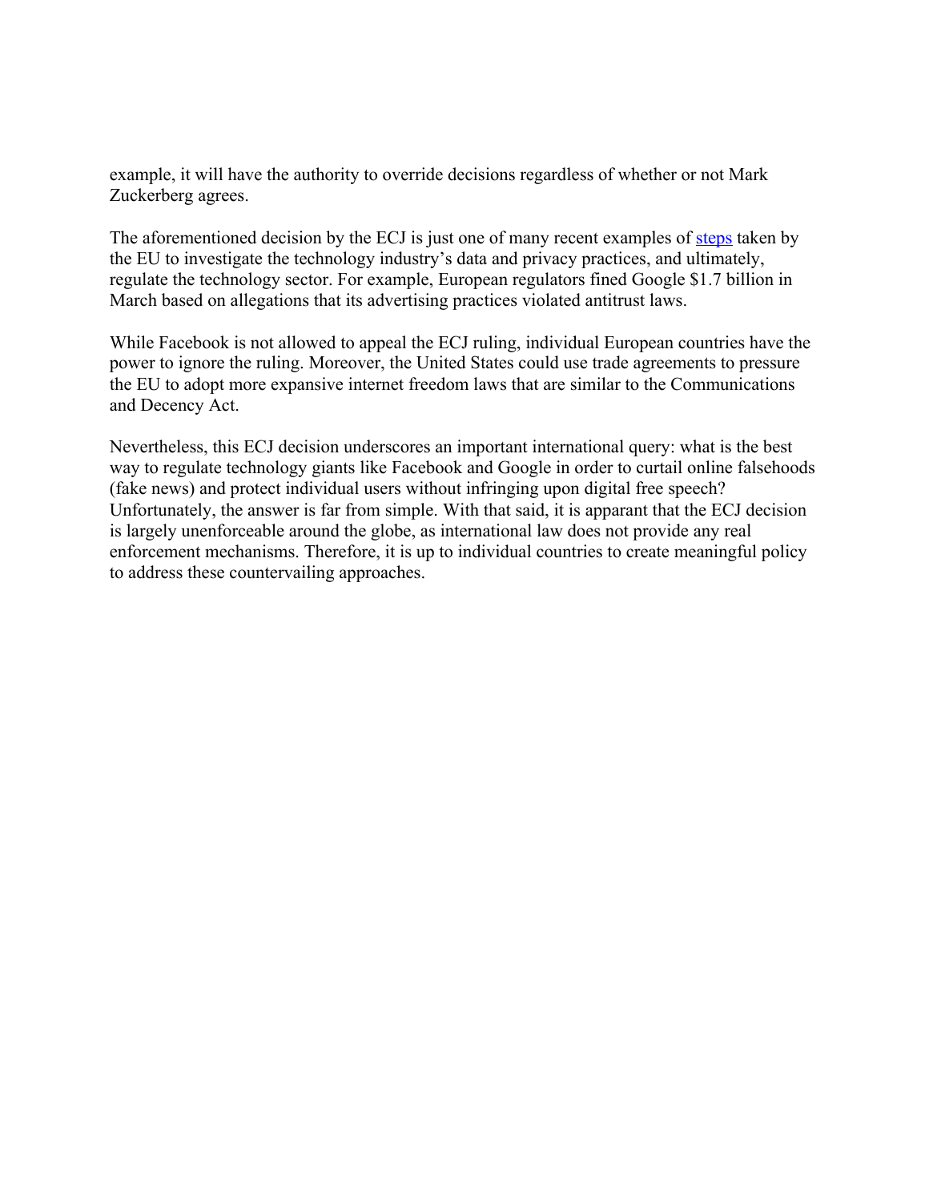example, it will have the authority to override decisions regardless of whether or not Mark Zuckerberg agrees.

The aforementioned decision by the ECJ is just one of many recent examples of steps taken by the EU to investigate the technology industry's data and privacy practices, and ultimately, regulate the technology sector. For example, European regulators fined Google $1.7 billion in March based on allegations that its advertising practices violated antitrust laws.

While Facebook is not allowed to appeal the ECJ ruling, individual European countries have the power to ignore the ruling. Moreover, the United States could use trade agreements to pressure the EU to adopt more expansive internet freedom laws that are similar to the Communications and Decency Act.

Nevertheless, this ECJ decision underscores an important international query: what is the best way to regulate technology giants like Facebook and Google in order to curtail online falsehoods (fake news) and protect individual users without infringing upon digital free speech? Unfortunately, the answer is far from simple. With that said, it is apparant that the ECJ decision is largely unenforceable around the globe, as international law does not provide any real enforcement mechanisms. Therefore, it is up to individual countries to create meaningful policy to address these countervailing approaches.